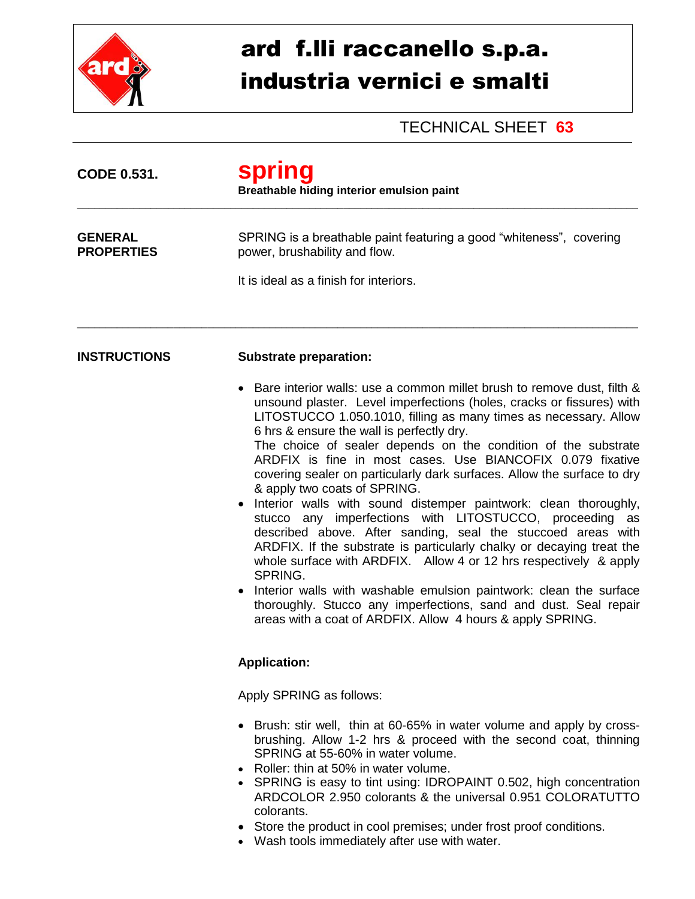# ard f.lli raccanello s.p.a.
# industria vernici e smalti

TECHNICAL SHEET **63**

**CODE 0.531.**

## spring

**Breathable hiding interior emulsion paint**

---

**GENERAL PROPERTIES**

SPRING is a breathable paint featuring a good “whiteness”, covering power, brushability and flow.

It is ideal as a finish for interiors.

---

**INSTRUCTIONS**

**Substrate preparation:**

- Bare interior walls: use a common millet brush to remove dust, filth & unsound plaster. Level imperfections (holes, cracks or fissures) with LITOSTUCCO 1.050.1010, filling as many times as necessary. Allow 6 hrs & ensure the wall is perfectly dry.
  The choice of sealer depends on the condition of the substrate ARDFIX is fine in most cases. Use BIANCOFIX 0.079 fixative covering sealer on particularly dark surfaces. Allow the surface to dry & apply two coats of SPRING.
- Interior walls with sound distemper paintwork: clean thoroughly, stucco any imperfections with LITOSTUCCO, proceeding as described above. After sanding, seal the stuccoed areas with ARDFIX. If the substrate is particularly chalky or decaying treat the whole surface with ARDFIX. Allow 4 or 12 hrs respectively & apply SPRING.
- Interior walls with washable emulsion paintwork: clean the surface thoroughly. Stucco any imperfections, sand and dust. Seal repair areas with a coat of ARDFIX. Allow 4 hours & apply SPRING.

**Application:**

Apply SPRING as follows:

- Brush: stir well, thin at 60-65% in water volume and apply by cross-brushing. Allow 1-2 hrs & proceed with the second coat, thinning SPRING at 55-60% in water volume.
- Roller: thin at 50% in water volume.
- SPRING is easy to tint using: IDROPAINT 0.502, high concentration ARDCOLOR 2.950 colorants & the universal 0.951 COLORATUTTO colorants.
- Store the product in cool premises; under frost proof conditions.
- Wash tools immediately after use with water.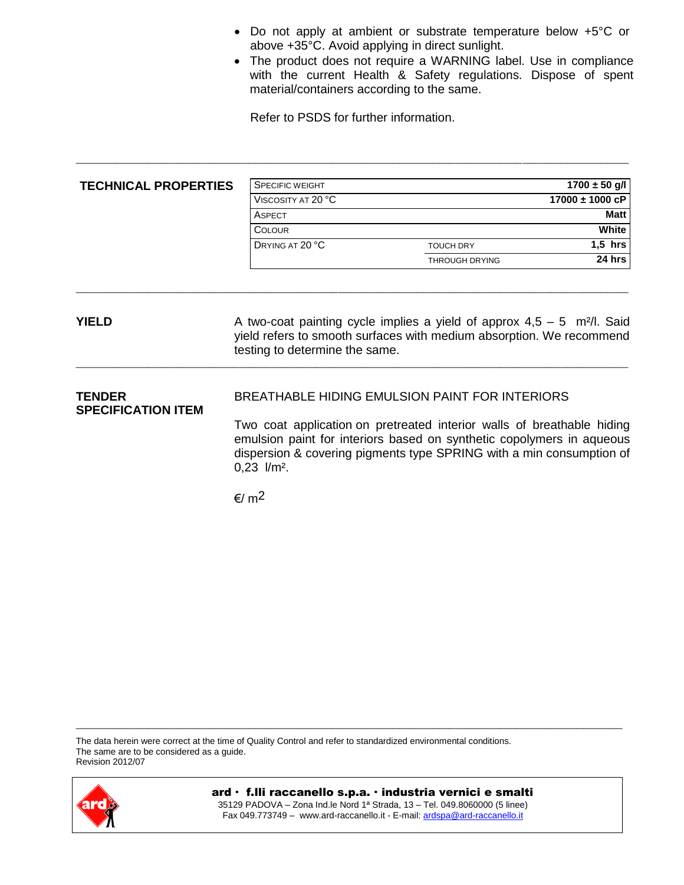- Do not apply at ambient or substrate temperature below +5°C or above +35°C. Avoid applying in direct sunlight.
- The product does not require a WARNING label. Use in compliance with the current Health & Safety regulations. Dispose of spent material/containers according to the same.

Refer to PSDS for further information.

---

## TECHNICAL PROPERTIES

| | | |
|---|---|---|
| SPECIFIC WEIGHT | | **1700 ± 50 g/l** |
| VISCOSITY AT 20 °C | | **17000 ± 1000 cP** |
| ASPECT | | **Matt** |
| COLOUR | | **White** |
| DRYING AT 20 °C | TOUCH DRY | **1,5 hrs** |
| | THROUGH DRYING | **24 hrs** |

---

## YIELD

A two-coat painting cycle implies a yield of approx 4,5 – 5 m²/l. Said yield refers to smooth surfaces with medium absorption. We recommend testing to determine the same.

---

## TENDER SPECIFICATION ITEM

BREATHABLE HIDING EMULSION PAINT FOR INTERIORS

Two coat application on pretreated interior walls of breathable hiding emulsion paint for interiors based on synthetic copolymers in aqueous dispersion & covering pigments type SPRING with a min consumption of 0,23 l/m².

€/ m²

---

The data herein were correct at the time of Quality Control and refer to standardized environmental conditions.
The same are to be considered as a guide.
Revision 2012/07

**ard · f.lli raccanello s.p.a. · industria vernici e smalti**
35129 PADOVA – Zona Ind.le Nord 1ª Strada, 13 – Tel. 049.8060000 (5 linee)
Fax 049.773749 – www.ard-raccanello.it - E-mail: ardspa@ard-raccanello.it